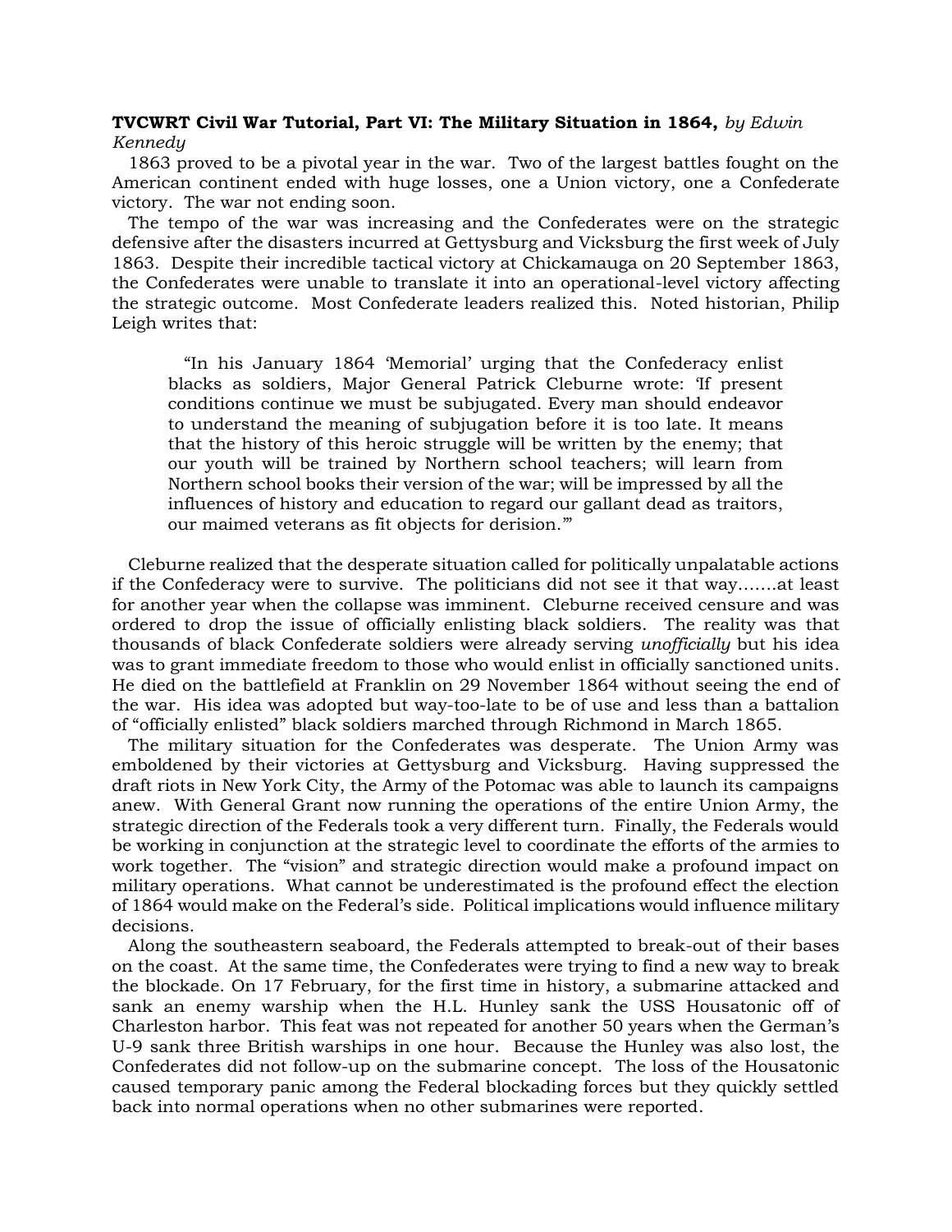**TVCWRT Civil War Tutorial, Part VI: The Military Situation in 1864,** *by Edwin Kennedy*

1863 proved to be a pivotal year in the war. Two of the largest battles fought on the American continent ended with huge losses, one a Union victory, one a Confederate victory. The war not ending soon.

The tempo of the war was increasing and the Confederates were on the strategic defensive after the disasters incurred at Gettysburg and Vicksburg the first week of July 1863. Despite their incredible tactical victory at Chickamauga on 20 September 1863, the Confederates were unable to translate it into an operational-level victory affecting the strategic outcome. Most Confederate leaders realized this. Noted historian, Philip Leigh writes that:

> "In his January 1864 'Memorial' urging that the Confederacy enlist blacks as soldiers, Major General Patrick Cleburne wrote: 'If present conditions continue we must be subjugated. Every man should endeavor to understand the meaning of subjugation before it is too late. It means that the history of this heroic struggle will be written by the enemy; that our youth will be trained by Northern school teachers; will learn from Northern school books their version of the war; will be impressed by all the influences of history and education to regard our gallant dead as traitors, our maimed veterans as fit objects for derision.'"

Cleburne realized that the desperate situation called for politically unpalatable actions if the Confederacy were to survive. The politicians did not see it that way.......at least for another year when the collapse was imminent. Cleburne received censure and was ordered to drop the issue of officially enlisting black soldiers. The reality was that thousands of black Confederate soldiers were already serving *unofficially* but his idea was to grant immediate freedom to those who would enlist in officially sanctioned units. He died on the battlefield at Franklin on 29 November 1864 without seeing the end of the war. His idea was adopted but way-too-late to be of use and less than a battalion of "officially enlisted" black soldiers marched through Richmond in March 1865.

The military situation for the Confederates was desperate. The Union Army was emboldened by their victories at Gettysburg and Vicksburg. Having suppressed the draft riots in New York City, the Army of the Potomac was able to launch its campaigns anew. With General Grant now running the operations of the entire Union Army, the strategic direction of the Federals took a very different turn. Finally, the Federals would be working in conjunction at the strategic level to coordinate the efforts of the armies to work together. The "vision" and strategic direction would make a profound impact on military operations. What cannot be underestimated is the profound effect the election of 1864 would make on the Federal's side. Political implications would influence military decisions.

Along the southeastern seaboard, the Federals attempted to break-out of their bases on the coast. At the same time, the Confederates were trying to find a new way to break the blockade. On 17 February, for the first time in history, a submarine attacked and sank an enemy warship when the H.L. Hunley sank the USS Housatonic off of Charleston harbor. This feat was not repeated for another 50 years when the German's U-9 sank three British warships in one hour. Because the Hunley was also lost, the Confederates did not follow-up on the submarine concept. The loss of the Housatonic caused temporary panic among the Federal blockading forces but they quickly settled back into normal operations when no other submarines were reported.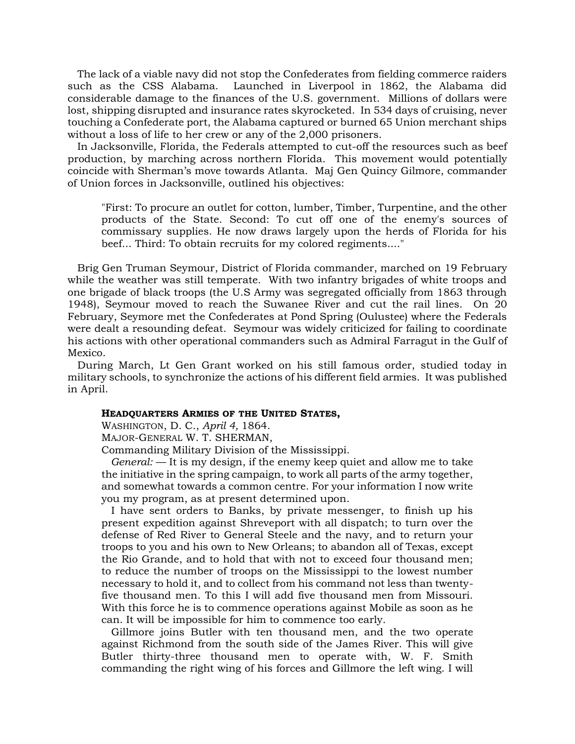The lack of a viable navy did not stop the Confederates from fielding commerce raiders such as the CSS Alabama. Launched in Liverpool in 1862, the Alabama did considerable damage to the finances of the U.S. government. Millions of dollars were lost, shipping disrupted and insurance rates skyrocketed. In 534 days of cruising, never touching a Confederate port, the Alabama captured or burned 65 Union merchant ships without a loss of life to her crew or any of the 2,000 prisoners.

In Jacksonville, Florida, the Federals attempted to cut-off the resources such as beef production, by marching across northern Florida. This movement would potentially coincide with Sherman's move towards Atlanta. Maj Gen Quincy Gilmore, commander of Union forces in Jacksonville, outlined his objectives:

> "First: To procure an outlet for cotton, lumber, Timber, Turpentine, and the other products of the State. Second: To cut off one of the enemy's sources of commissary supplies. He now draws largely upon the herds of Florida for his beef... Third: To obtain recruits for my colored regiments...."

Brig Gen Truman Seymour, District of Florida commander, marched on 19 February while the weather was still temperate. With two infantry brigades of white troops and one brigade of black troops (the U.S Army was segregated officially from 1863 through 1948), Seymour moved to reach the Suwanee River and cut the rail lines. On 20 February, Seymore met the Confederates at Pond Spring (Oulustee) where the Federals were dealt a resounding defeat. Seymour was widely criticized for failing to coordinate his actions with other operational commanders such as Admiral Farragut in the Gulf of Mexico.

During March, Lt Gen Grant worked on his still famous order, studied today in military schools, to synchronize the actions of his different field armies. It was published in April.

> **HEADQUARTERS ARMIES OF THE UNITED STATES,**
> WASHINGTON, D. C., *April 4,* 1864.
> MAJOR-GENERAL W. T. SHERMAN,
> Commanding Military Division of the Mississippi.
>
> *General:* — It is my design, if the enemy keep quiet and allow me to take the initiative in the spring campaign, to work all parts of the army together, and somewhat towards a common centre. For your information I now write you my program, as at present determined upon.
>
> I have sent orders to Banks, by private messenger, to finish up his present expedition against Shreveport with all dispatch; to turn over the defense of Red River to General Steele and the navy, and to return your troops to you and his own to New Orleans; to abandon all of Texas, except the Rio Grande, and to hold that with not to exceed four thousand men; to reduce the number of troops on the Mississippi to the lowest number necessary to hold it, and to collect from his command not less than twenty-five thousand men. To this I will add five thousand men from Missouri. With this force he is to commence operations against Mobile as soon as he can. It will be impossible for him to commence too early.
>
> Gillmore joins Butler with ten thousand men, and the two operate against Richmond from the south side of the James River. This will give Butler thirty-three thousand men to operate with, W. F. Smith commanding the right wing of his forces and Gillmore the left wing. I will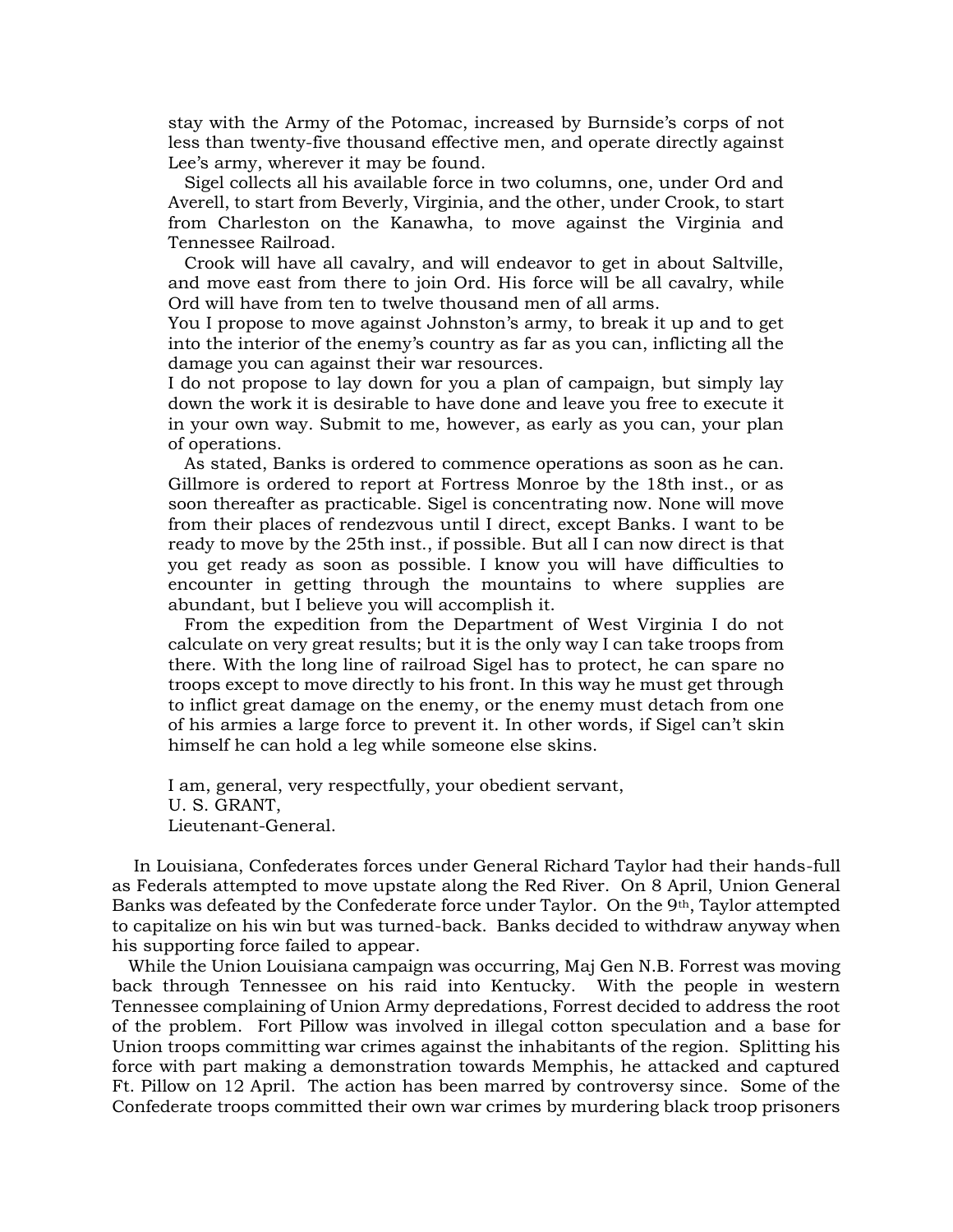stay with the Army of the Potomac, increased by Burnside's corps of not less than twenty-five thousand effective men, and operate directly against Lee's army, wherever it may be found.

Sigel collects all his available force in two columns, one, under Ord and Averell, to start from Beverly, Virginia, and the other, under Crook, to start from Charleston on the Kanawha, to move against the Virginia and Tennessee Railroad.

Crook will have all cavalry, and will endeavor to get in about Saltville, and move east from there to join Ord. His force will be all cavalry, while Ord will have from ten to twelve thousand men of all arms.

You I propose to move against Johnston's army, to break it up and to get into the interior of the enemy's country as far as you can, inflicting all the damage you can against their war resources.

I do not propose to lay down for you a plan of campaign, but simply lay down the work it is desirable to have done and leave you free to execute it in your own way. Submit to me, however, as early as you can, your plan of operations.

As stated, Banks is ordered to commence operations as soon as he can. Gillmore is ordered to report at Fortress Monroe by the 18th inst., or as soon thereafter as practicable. Sigel is concentrating now. None will move from their places of rendezvous until I direct, except Banks. I want to be ready to move by the 25th inst., if possible. But all I can now direct is that you get ready as soon as possible. I know you will have difficulties to encounter in getting through the mountains to where supplies are abundant, but I believe you will accomplish it.

From the expedition from the Department of West Virginia I do not calculate on very great results; but it is the only way I can take troops from there. With the long line of railroad Sigel has to protect, he can spare no troops except to move directly to his front. In this way he must get through to inflict great damage on the enemy, or the enemy must detach from one of his armies a large force to prevent it. In other words, if Sigel can't skin himself he can hold a leg while someone else skins.

I am, general, very respectfully, your obedient servant,  
U. S. GRANT,  
Lieutenant-General.

In Louisiana, Confederates forces under General Richard Taylor had their hands-full as Federals attempted to move upstate along the Red River. On 8 April, Union General Banks was defeated by the Confederate force under Taylor. On the 9th, Taylor attempted to capitalize on his win but was turned-back. Banks decided to withdraw anyway when his supporting force failed to appear.

While the Union Louisiana campaign was occurring, Maj Gen N.B. Forrest was moving back through Tennessee on his raid into Kentucky. With the people in western Tennessee complaining of Union Army depredations, Forrest decided to address the root of the problem. Fort Pillow was involved in illegal cotton speculation and a base for Union troops committing war crimes against the inhabitants of the region. Splitting his force with part making a demonstration towards Memphis, he attacked and captured Ft. Pillow on 12 April. The action has been marred by controversy since. Some of the Confederate troops committed their own war crimes by murdering black troop prisoners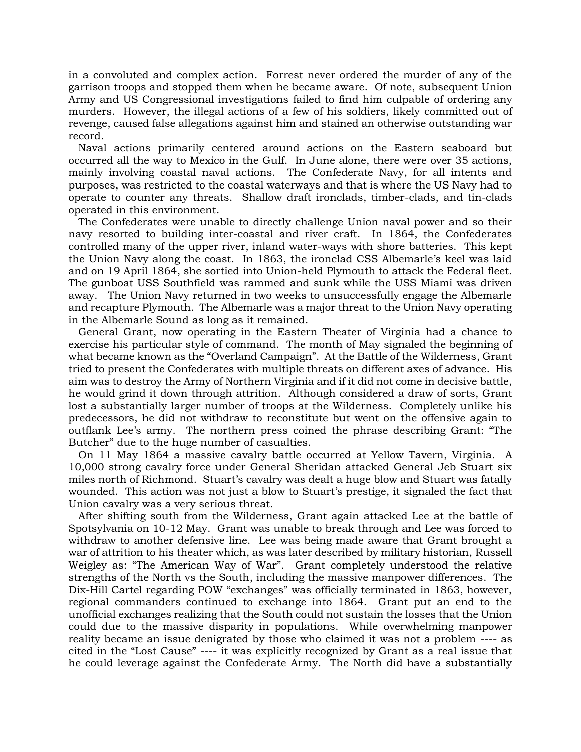in a convoluted and complex action. Forrest never ordered the murder of any of the garrison troops and stopped them when he became aware. Of note, subsequent Union Army and US Congressional investigations failed to find him culpable of ordering any murders. However, the illegal actions of a few of his soldiers, likely committed out of revenge, caused false allegations against him and stained an otherwise outstanding war record.

Naval actions primarily centered around actions on the Eastern seaboard but occurred all the way to Mexico in the Gulf. In June alone, there were over 35 actions, mainly involving coastal naval actions. The Confederate Navy, for all intents and purposes, was restricted to the coastal waterways and that is where the US Navy had to operate to counter any threats. Shallow draft ironclads, timber-clads, and tin-clads operated in this environment.

The Confederates were unable to directly challenge Union naval power and so their navy resorted to building inter-coastal and river craft. In 1864, the Confederates controlled many of the upper river, inland water-ways with shore batteries. This kept the Union Navy along the coast. In 1863, the ironclad CSS Albemarle's keel was laid and on 19 April 1864, she sortied into Union-held Plymouth to attack the Federal fleet. The gunboat USS Southfield was rammed and sunk while the USS Miami was driven away. The Union Navy returned in two weeks to unsuccessfully engage the Albemarle and recapture Plymouth. The Albemarle was a major threat to the Union Navy operating in the Albemarle Sound as long as it remained.

General Grant, now operating in the Eastern Theater of Virginia had a chance to exercise his particular style of command. The month of May signaled the beginning of what became known as the "Overland Campaign". At the Battle of the Wilderness, Grant tried to present the Confederates with multiple threats on different axes of advance. His aim was to destroy the Army of Northern Virginia and if it did not come in decisive battle, he would grind it down through attrition. Although considered a draw of sorts, Grant lost a substantially larger number of troops at the Wilderness. Completely unlike his predecessors, he did not withdraw to reconstitute but went on the offensive again to outflank Lee's army. The northern press coined the phrase describing Grant: "The Butcher" due to the huge number of casualties.

On 11 May 1864 a massive cavalry battle occurred at Yellow Tavern, Virginia. A 10,000 strong cavalry force under General Sheridan attacked General Jeb Stuart six miles north of Richmond. Stuart's cavalry was dealt a huge blow and Stuart was fatally wounded. This action was not just a blow to Stuart's prestige, it signaled the fact that Union cavalry was a very serious threat.

After shifting south from the Wilderness, Grant again attacked Lee at the battle of Spotsylvania on 10-12 May. Grant was unable to break through and Lee was forced to withdraw to another defensive line. Lee was being made aware that Grant brought a war of attrition to his theater which, as was later described by military historian, Russell Weigley as: "The American Way of War". Grant completely understood the relative strengths of the North vs the South, including the massive manpower differences. The Dix-Hill Cartel regarding POW "exchanges" was officially terminated in 1863, however, regional commanders continued to exchange into 1864. Grant put an end to the unofficial exchanges realizing that the South could not sustain the losses that the Union could due to the massive disparity in populations. While overwhelming manpower reality became an issue denigrated by those who claimed it was not a problem ---- as cited in the "Lost Cause" ---- it was explicitly recognized by Grant as a real issue that he could leverage against the Confederate Army. The North did have a substantially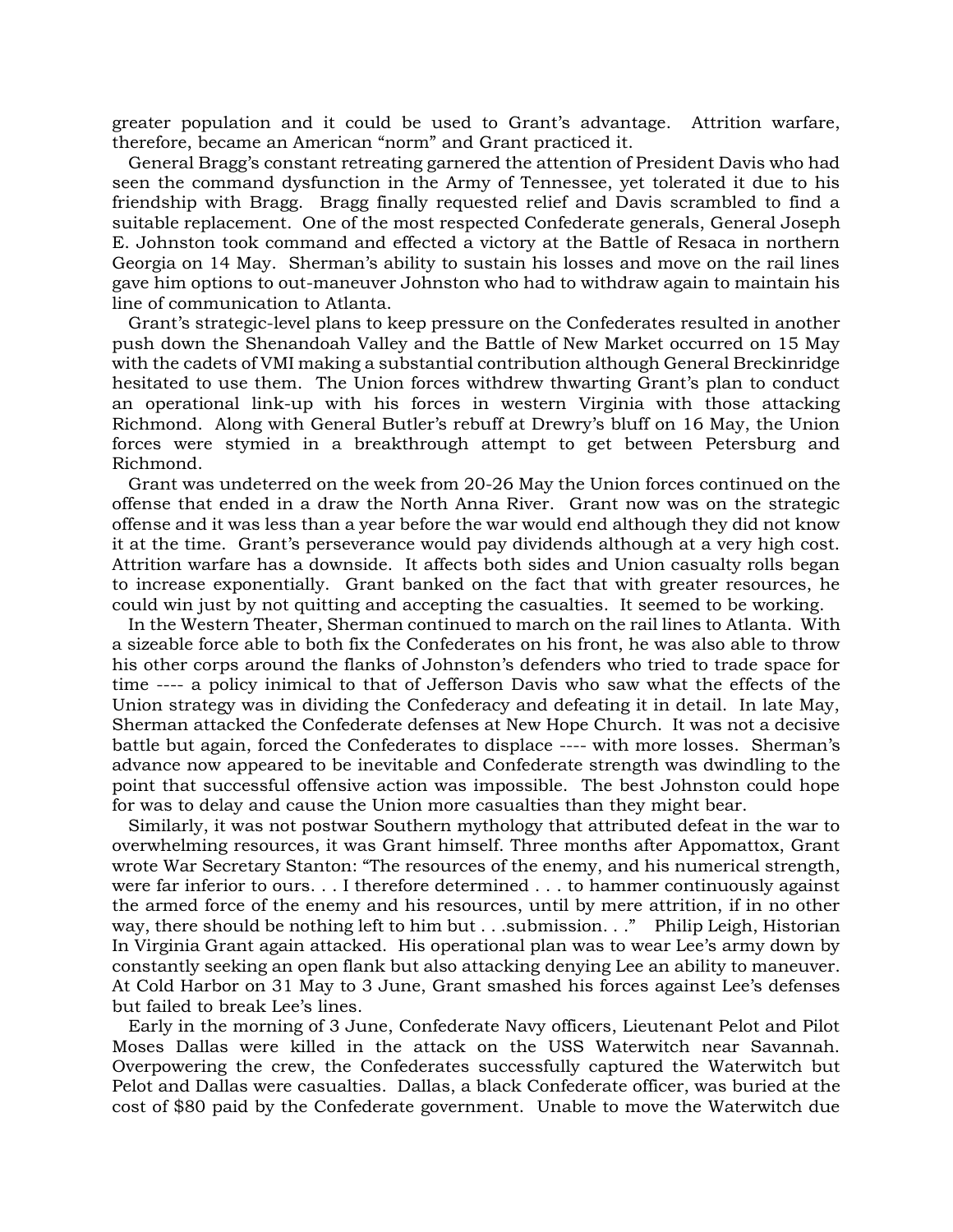greater population and it could be used to Grant's advantage. Attrition warfare, therefore, became an American "norm" and Grant practiced it.

General Bragg's constant retreating garnered the attention of President Davis who had seen the command dysfunction in the Army of Tennessee, yet tolerated it due to his friendship with Bragg. Bragg finally requested relief and Davis scrambled to find a suitable replacement. One of the most respected Confederate generals, General Joseph E. Johnston took command and effected a victory at the Battle of Resaca in northern Georgia on 14 May. Sherman's ability to sustain his losses and move on the rail lines gave him options to out-maneuver Johnston who had to withdraw again to maintain his line of communication to Atlanta.

Grant's strategic-level plans to keep pressure on the Confederates resulted in another push down the Shenandoah Valley and the Battle of New Market occurred on 15 May with the cadets of VMI making a substantial contribution although General Breckinridge hesitated to use them. The Union forces withdrew thwarting Grant's plan to conduct an operational link-up with his forces in western Virginia with those attacking Richmond. Along with General Butler's rebuff at Drewry's bluff on 16 May, the Union forces were stymied in a breakthrough attempt to get between Petersburg and Richmond.

Grant was undeterred on the week from 20-26 May the Union forces continued on the offense that ended in a draw the North Anna River. Grant now was on the strategic offense and it was less than a year before the war would end although they did not know it at the time. Grant's perseverance would pay dividends although at a very high cost. Attrition warfare has a downside. It affects both sides and Union casualty rolls began to increase exponentially. Grant banked on the fact that with greater resources, he could win just by not quitting and accepting the casualties. It seemed to be working.

In the Western Theater, Sherman continued to march on the rail lines to Atlanta. With a sizeable force able to both fix the Confederates on his front, he was also able to throw his other corps around the flanks of Johnston's defenders who tried to trade space for time ---- a policy inimical to that of Jefferson Davis who saw what the effects of the Union strategy was in dividing the Confederacy and defeating it in detail. In late May, Sherman attacked the Confederate defenses at New Hope Church. It was not a decisive battle but again, forced the Confederates to displace ---- with more losses. Sherman's advance now appeared to be inevitable and Confederate strength was dwindling to the point that successful offensive action was impossible. The best Johnston could hope for was to delay and cause the Union more casualties than they might bear.

Similarly, it was not postwar Southern mythology that attributed defeat in the war to overwhelming resources, it was Grant himself. Three months after Appomattox, Grant wrote War Secretary Stanton: "The resources of the enemy, and his numerical strength, were far inferior to ours. . . I therefore determined . . . to hammer continuously against the armed force of the enemy and his resources, until by mere attrition, if in no other way, there should be nothing left to him but . . .submission. . ." Philip Leigh, Historian In Virginia Grant again attacked. His operational plan was to wear Lee's army down by constantly seeking an open flank but also attacking denying Lee an ability to maneuver. At Cold Harbor on 31 May to 3 June, Grant smashed his forces against Lee's defenses but failed to break Lee's lines.

Early in the morning of 3 June, Confederate Navy officers, Lieutenant Pelot and Pilot Moses Dallas were killed in the attack on the USS Waterwitch near Savannah. Overpowering the crew, the Confederates successfully captured the Waterwitch but Pelot and Dallas were casualties. Dallas, a black Confederate officer, was buried at the cost of $80 paid by the Confederate government. Unable to move the Waterwitch due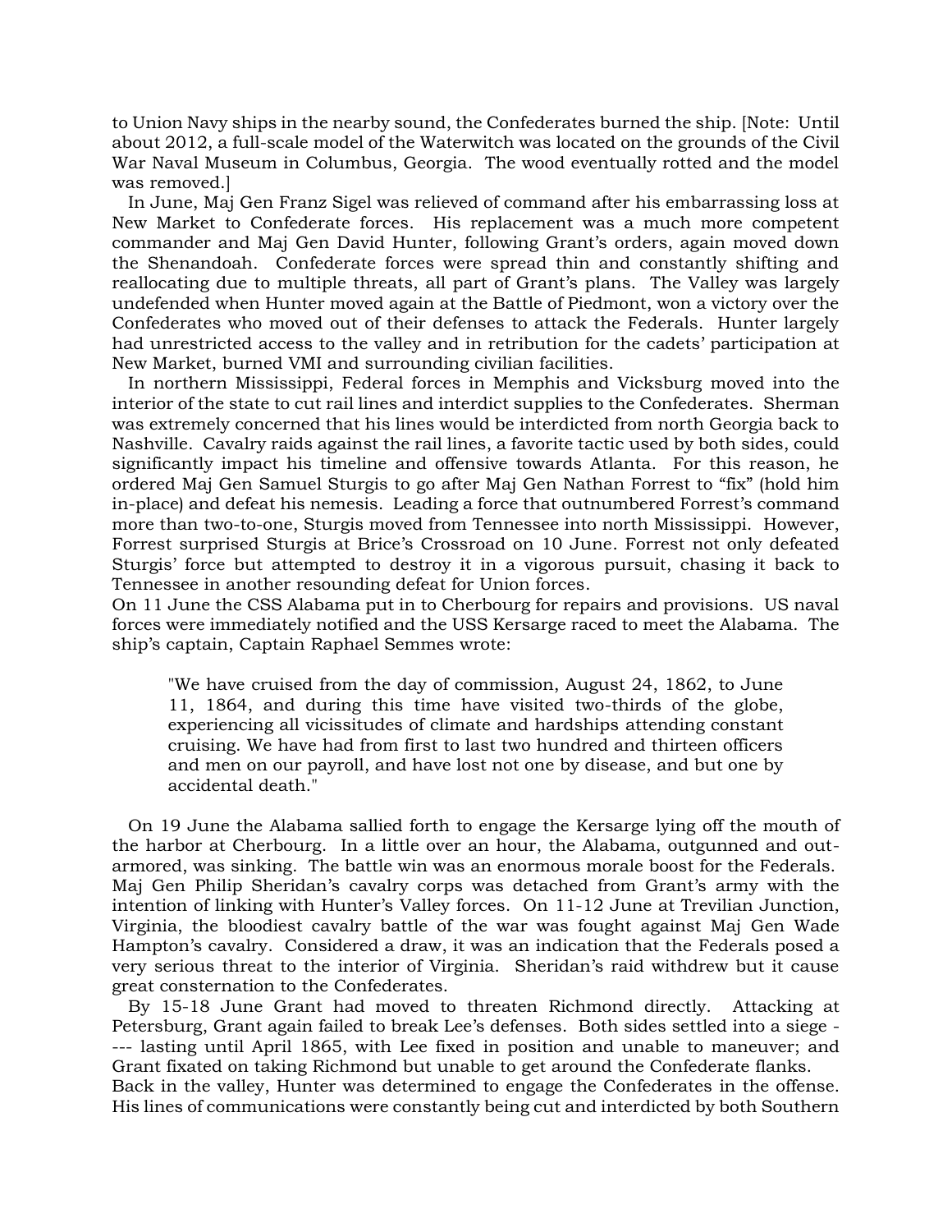to Union Navy ships in the nearby sound, the Confederates burned the ship. [Note: Until about 2012, a full-scale model of the Waterwitch was located on the grounds of the Civil War Naval Museum in Columbus, Georgia. The wood eventually rotted and the model was removed.]

In June, Maj Gen Franz Sigel was relieved of command after his embarrassing loss at New Market to Confederate forces. His replacement was a much more competent commander and Maj Gen David Hunter, following Grant's orders, again moved down the Shenandoah. Confederate forces were spread thin and constantly shifting and reallocating due to multiple threats, all part of Grant's plans. The Valley was largely undefended when Hunter moved again at the Battle of Piedmont, won a victory over the Confederates who moved out of their defenses to attack the Federals. Hunter largely had unrestricted access to the valley and in retribution for the cadets' participation at New Market, burned VMI and surrounding civilian facilities.

In northern Mississippi, Federal forces in Memphis and Vicksburg moved into the interior of the state to cut rail lines and interdict supplies to the Confederates. Sherman was extremely concerned that his lines would be interdicted from north Georgia back to Nashville. Cavalry raids against the rail lines, a favorite tactic used by both sides, could significantly impact his timeline and offensive towards Atlanta. For this reason, he ordered Maj Gen Samuel Sturgis to go after Maj Gen Nathan Forrest to "fix" (hold him in-place) and defeat his nemesis. Leading a force that outnumbered Forrest's command more than two-to-one, Sturgis moved from Tennessee into north Mississippi. However, Forrest surprised Sturgis at Brice's Crossroad on 10 June. Forrest not only defeated Sturgis' force but attempted to destroy it in a vigorous pursuit, chasing it back to Tennessee in another resounding defeat for Union forces.

On 11 June the CSS Alabama put in to Cherbourg for repairs and provisions. US naval forces were immediately notified and the USS Kersarge raced to meet the Alabama. The ship's captain, Captain Raphael Semmes wrote:

> "We have cruised from the day of commission, August 24, 1862, to June 11, 1864, and during this time have visited two-thirds of the globe, experiencing all vicissitudes of climate and hardships attending constant cruising. We have had from first to last two hundred and thirteen officers and men on our payroll, and have lost not one by disease, and but one by accidental death."

On 19 June the Alabama sallied forth to engage the Kersarge lying off the mouth of the harbor at Cherbourg. In a little over an hour, the Alabama, outgunned and out-armored, was sinking. The battle win was an enormous morale boost for the Federals. Maj Gen Philip Sheridan's cavalry corps was detached from Grant's army with the intention of linking with Hunter's Valley forces. On 11-12 June at Trevilian Junction, Virginia, the bloodiest cavalry battle of the war was fought against Maj Gen Wade Hampton's cavalry. Considered a draw, it was an indication that the Federals posed a very serious threat to the interior of Virginia. Sheridan's raid withdrew but it cause great consternation to the Confederates.

By 15-18 June Grant had moved to threaten Richmond directly. Attacking at Petersburg, Grant again failed to break Lee's defenses. Both sides settled into a siege ---- lasting until April 1865, with Lee fixed in position and unable to maneuver; and Grant fixated on taking Richmond but unable to get around the Confederate flanks.

Back in the valley, Hunter was determined to engage the Confederates in the offense. His lines of communications were constantly being cut and interdicted by both Southern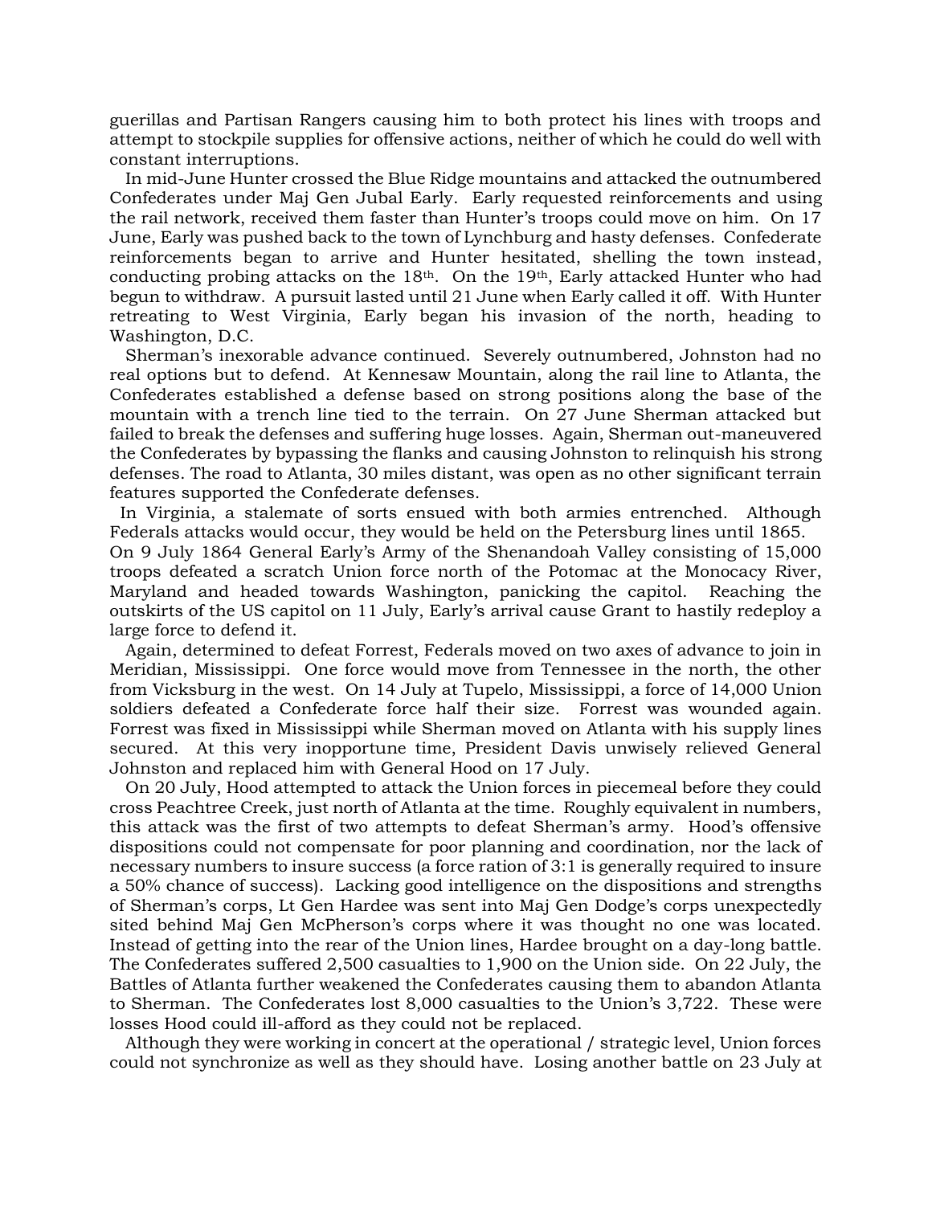guerillas and Partisan Rangers causing him to both protect his lines with troops and attempt to stockpile supplies for offensive actions, neither of which he could do well with constant interruptions.

In mid-June Hunter crossed the Blue Ridge mountains and attacked the outnumbered Confederates under Maj Gen Jubal Early. Early requested reinforcements and using the rail network, received them faster than Hunter's troops could move on him. On 17 June, Early was pushed back to the town of Lynchburg and hasty defenses. Confederate reinforcements began to arrive and Hunter hesitated, shelling the town instead, conducting probing attacks on the 18th. On the 19th, Early attacked Hunter who had begun to withdraw. A pursuit lasted until 21 June when Early called it off. With Hunter retreating to West Virginia, Early began his invasion of the north, heading to Washington, D.C.

Sherman's inexorable advance continued. Severely outnumbered, Johnston had no real options but to defend. At Kennesaw Mountain, along the rail line to Atlanta, the Confederates established a defense based on strong positions along the base of the mountain with a trench line tied to the terrain. On 27 June Sherman attacked but failed to break the defenses and suffering huge losses. Again, Sherman out-maneuvered the Confederates by bypassing the flanks and causing Johnston to relinquish his strong defenses. The road to Atlanta, 30 miles distant, was open as no other significant terrain features supported the Confederate defenses.

In Virginia, a stalemate of sorts ensued with both armies entrenched. Although Federals attacks would occur, they would be held on the Petersburg lines until 1865.

On 9 July 1864 General Early's Army of the Shenandoah Valley consisting of 15,000 troops defeated a scratch Union force north of the Potomac at the Monocacy River, Maryland and headed towards Washington, panicking the capitol. Reaching the outskirts of the US capitol on 11 July, Early's arrival cause Grant to hastily redeploy a large force to defend it.

Again, determined to defeat Forrest, Federals moved on two axes of advance to join in Meridian, Mississippi. One force would move from Tennessee in the north, the other from Vicksburg in the west. On 14 July at Tupelo, Mississippi, a force of 14,000 Union soldiers defeated a Confederate force half their size. Forrest was wounded again. Forrest was fixed in Mississippi while Sherman moved on Atlanta with his supply lines secured. At this very inopportune time, President Davis unwisely relieved General Johnston and replaced him with General Hood on 17 July.

On 20 July, Hood attempted to attack the Union forces in piecemeal before they could cross Peachtree Creek, just north of Atlanta at the time. Roughly equivalent in numbers, this attack was the first of two attempts to defeat Sherman's army. Hood's offensive dispositions could not compensate for poor planning and coordination, nor the lack of necessary numbers to insure success (a force ration of 3:1 is generally required to insure a 50% chance of success). Lacking good intelligence on the dispositions and strengths of Sherman's corps, Lt Gen Hardee was sent into Maj Gen Dodge's corps unexpectedly sited behind Maj Gen McPherson's corps where it was thought no one was located. Instead of getting into the rear of the Union lines, Hardee brought on a day-long battle. The Confederates suffered 2,500 casualties to 1,900 on the Union side. On 22 July, the Battles of Atlanta further weakened the Confederates causing them to abandon Atlanta to Sherman. The Confederates lost 8,000 casualties to the Union's 3,722. These were losses Hood could ill-afford as they could not be replaced.

Although they were working in concert at the operational / strategic level, Union forces could not synchronize as well as they should have. Losing another battle on 23 July at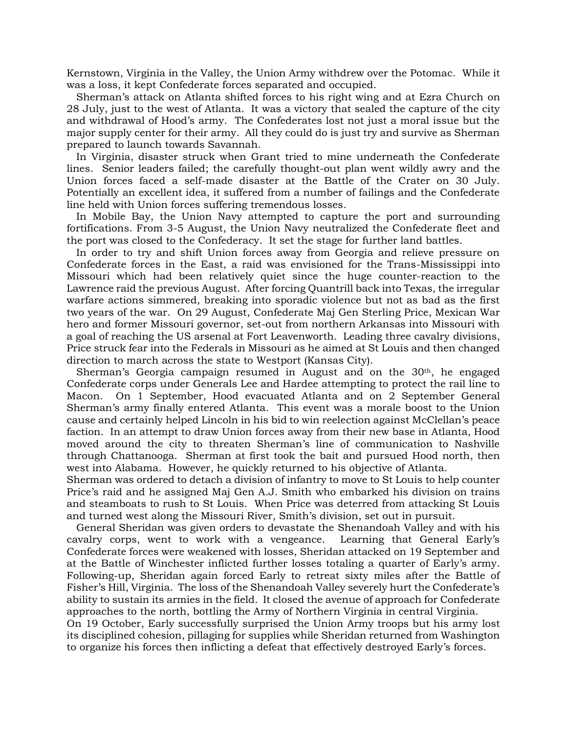Kernstown, Virginia in the Valley, the Union Army withdrew over the Potomac. While it was a loss, it kept Confederate forces separated and occupied.

Sherman's attack on Atlanta shifted forces to his right wing and at Ezra Church on 28 July, just to the west of Atlanta. It was a victory that sealed the capture of the city and withdrawal of Hood's army. The Confederates lost not just a moral issue but the major supply center for their army. All they could do is just try and survive as Sherman prepared to launch towards Savannah.

In Virginia, disaster struck when Grant tried to mine underneath the Confederate lines. Senior leaders failed; the carefully thought-out plan went wildly awry and the Union forces faced a self-made disaster at the Battle of the Crater on 30 July. Potentially an excellent idea, it suffered from a number of failings and the Confederate line held with Union forces suffering tremendous losses.

In Mobile Bay, the Union Navy attempted to capture the port and surrounding fortifications. From 3-5 August, the Union Navy neutralized the Confederate fleet and the port was closed to the Confederacy. It set the stage for further land battles.

In order to try and shift Union forces away from Georgia and relieve pressure on Confederate forces in the East, a raid was envisioned for the Trans-Mississippi into Missouri which had been relatively quiet since the huge counter-reaction to the Lawrence raid the previous August. After forcing Quantrill back into Texas, the irregular warfare actions simmered, breaking into sporadic violence but not as bad as the first two years of the war. On 29 August, Confederate Maj Gen Sterling Price, Mexican War hero and former Missouri governor, set-out from northern Arkansas into Missouri with a goal of reaching the US arsenal at Fort Leavenworth. Leading three cavalry divisions, Price struck fear into the Federals in Missouri as he aimed at St Louis and then changed direction to march across the state to Westport (Kansas City).

Sherman's Georgia campaign resumed in August and on the 30th, he engaged Confederate corps under Generals Lee and Hardee attempting to protect the rail line to Macon. On 1 September, Hood evacuated Atlanta and on 2 September General Sherman's army finally entered Atlanta. This event was a morale boost to the Union cause and certainly helped Lincoln in his bid to win reelection against McClellan's peace faction. In an attempt to draw Union forces away from their new base in Atlanta, Hood moved around the city to threaten Sherman's line of communication to Nashville through Chattanooga. Sherman at first took the bait and pursued Hood north, then west into Alabama. However, he quickly returned to his objective of Atlanta.

Sherman was ordered to detach a division of infantry to move to St Louis to help counter Price's raid and he assigned Maj Gen A.J. Smith who embarked his division on trains and steamboats to rush to St Louis. When Price was deterred from attacking St Louis and turned west along the Missouri River, Smith's division, set out in pursuit.

General Sheridan was given orders to devastate the Shenandoah Valley and with his cavalry corps, went to work with a vengeance. Learning that General Early's Confederate forces were weakened with losses, Sheridan attacked on 19 September and at the Battle of Winchester inflicted further losses totaling a quarter of Early's army. Following-up, Sheridan again forced Early to retreat sixty miles after the Battle of Fisher's Hill, Virginia. The loss of the Shenandoah Valley severely hurt the Confederate's ability to sustain its armies in the field. It closed the avenue of approach for Confederate approaches to the north, bottling the Army of Northern Virginia in central Virginia.

On 19 October, Early successfully surprised the Union Army troops but his army lost its disciplined cohesion, pillaging for supplies while Sheridan returned from Washington to organize his forces then inflicting a defeat that effectively destroyed Early's forces.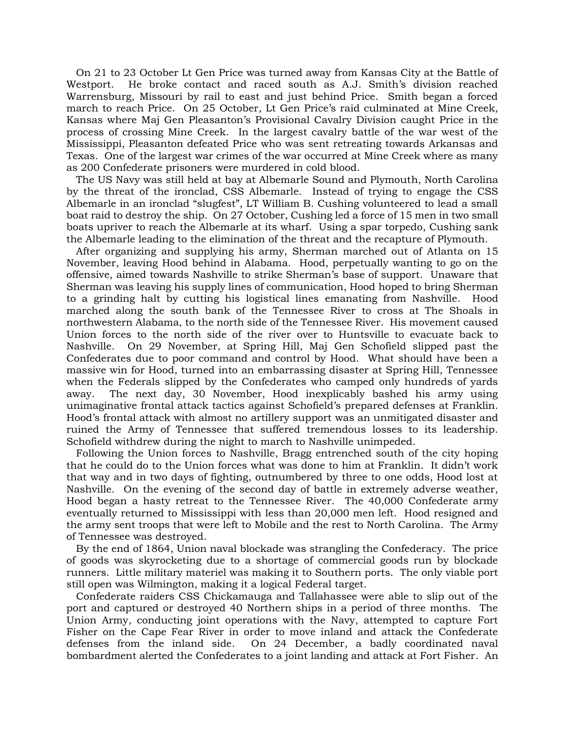On 21 to 23 October Lt Gen Price was turned away from Kansas City at the Battle of Westport. He broke contact and raced south as A.J. Smith's division reached Warrensburg, Missouri by rail to east and just behind Price. Smith began a forced march to reach Price. On 25 October, Lt Gen Price's raid culminated at Mine Creek, Kansas where Maj Gen Pleasanton's Provisional Cavalry Division caught Price in the process of crossing Mine Creek. In the largest cavalry battle of the war west of the Mississippi, Pleasanton defeated Price who was sent retreating towards Arkansas and Texas. One of the largest war crimes of the war occurred at Mine Creek where as many as 200 Confederate prisoners were murdered in cold blood.

The US Navy was still held at bay at Albemarle Sound and Plymouth, North Carolina by the threat of the ironclad, CSS Albemarle. Instead of trying to engage the CSS Albemarle in an ironclad "slugfest", LT William B. Cushing volunteered to lead a small boat raid to destroy the ship. On 27 October, Cushing led a force of 15 men in two small boats upriver to reach the Albemarle at its wharf. Using a spar torpedo, Cushing sank the Albemarle leading to the elimination of the threat and the recapture of Plymouth.

After organizing and supplying his army, Sherman marched out of Atlanta on 15 November, leaving Hood behind in Alabama. Hood, perpetually wanting to go on the offensive, aimed towards Nashville to strike Sherman's base of support. Unaware that Sherman was leaving his supply lines of communication, Hood hoped to bring Sherman to a grinding halt by cutting his logistical lines emanating from Nashville. Hood marched along the south bank of the Tennessee River to cross at The Shoals in northwestern Alabama, to the north side of the Tennessee River. His movement caused Union forces to the north side of the river over to Huntsville to evacuate back to Nashville. On 29 November, at Spring Hill, Maj Gen Schofield slipped past the Confederates due to poor command and control by Hood. What should have been a massive win for Hood, turned into an embarrassing disaster at Spring Hill, Tennessee when the Federals slipped by the Confederates who camped only hundreds of yards away. The next day, 30 November, Hood inexplicably bashed his army using unimaginative frontal attack tactics against Schofield's prepared defenses at Franklin. Hood's frontal attack with almost no artillery support was an unmitigated disaster and ruined the Army of Tennessee that suffered tremendous losses to its leadership. Schofield withdrew during the night to march to Nashville unimpeded.

Following the Union forces to Nashville, Bragg entrenched south of the city hoping that he could do to the Union forces what was done to him at Franklin. It didn't work that way and in two days of fighting, outnumbered by three to one odds, Hood lost at Nashville. On the evening of the second day of battle in extremely adverse weather, Hood began a hasty retreat to the Tennessee River. The 40,000 Confederate army eventually returned to Mississippi with less than 20,000 men left. Hood resigned and the army sent troops that were left to Mobile and the rest to North Carolina. The Army of Tennessee was destroyed.

By the end of 1864, Union naval blockade was strangling the Confederacy. The price of goods was skyrocketing due to a shortage of commercial goods run by blockade runners. Little military materiel was making it to Southern ports. The only viable port still open was Wilmington, making it a logical Federal target.

Confederate raiders CSS Chickamauga and Tallahassee were able to slip out of the port and captured or destroyed 40 Northern ships in a period of three months. The Union Army, conducting joint operations with the Navy, attempted to capture Fort Fisher on the Cape Fear River in order to move inland and attack the Confederate defenses from the inland side. On 24 December, a badly coordinated naval bombardment alerted the Confederates to a joint landing and attack at Fort Fisher. An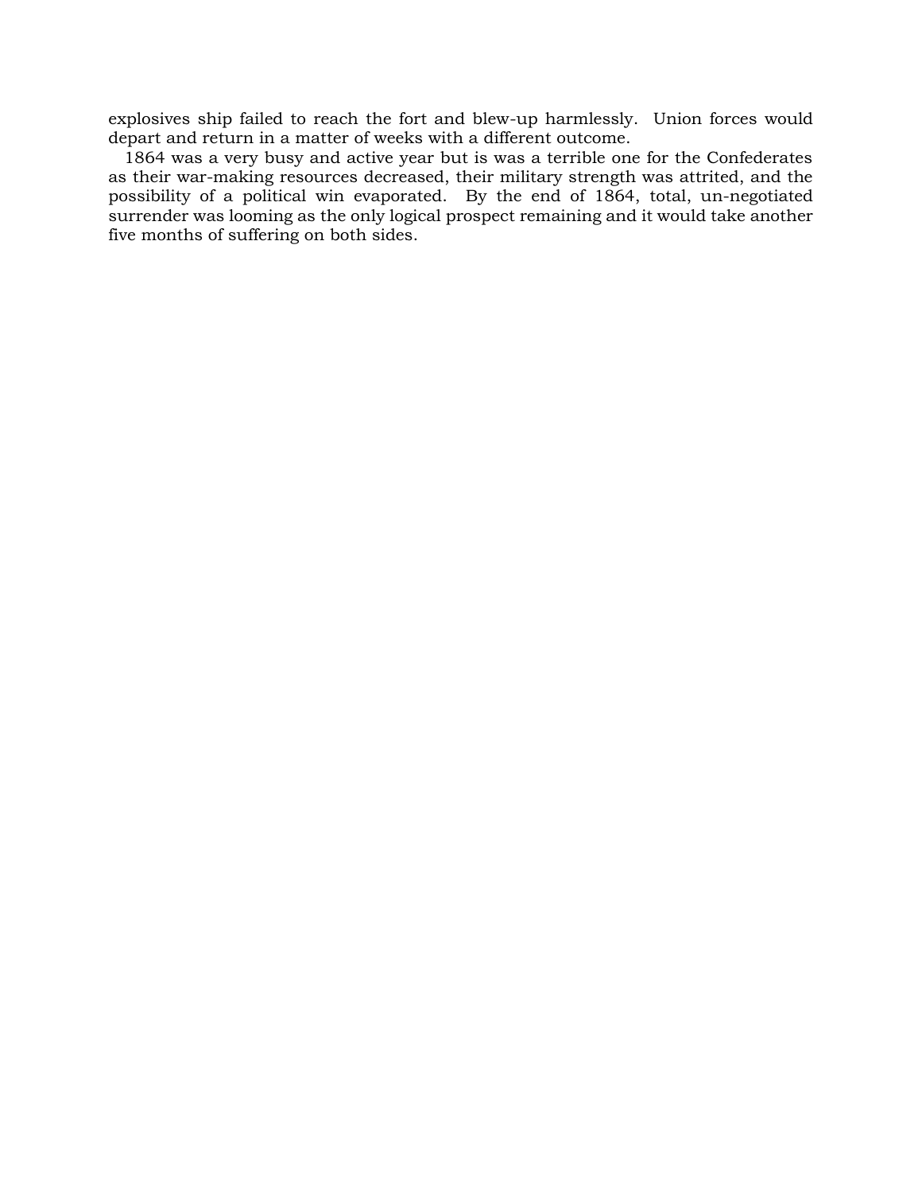explosives ship failed to reach the fort and blew-up harmlessly. Union forces would depart and return in a matter of weeks with a different outcome.

1864 was a very busy and active year but is was a terrible one for the Confederates as their war-making resources decreased, their military strength was attrited, and the possibility of a political win evaporated. By the end of 1864, total, un-negotiated surrender was looming as the only logical prospect remaining and it would take another five months of suffering on both sides.